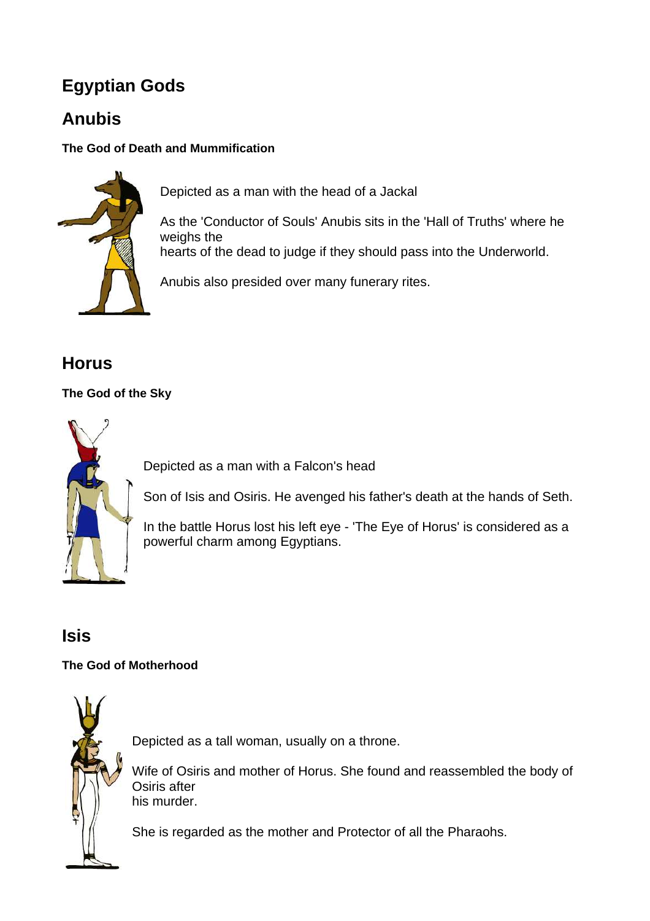# Egyptian Gods

## Anubis

**The God of Death and Mummification**

Depicted as a man with the head of a Jackal

As the 'Conductor of Souls' Anubis sits in the 'Hall of Truths' where he weighs the hearts of the dead to judge if they should pass into the Underworld.

Anubis also presided over many funerary rites.

## Horus

**The God of the Sky**

Depicted as a man with a Falcon's head

Son of Isis and Osiris. He avenged his father's death at the hands of Seth.

In the battle Horus lost his left eye - 'The Eye of Horus' is considered as a powerful charm among Egyptians.

## Isis

**The God of Motherhood**

Depicted as a tall woman, usually on a throne.

Wife of Osiris and mother of Horus. She found and reassembled the body of Osiris after his murder.

She is regarded as the mother and Protector of all the Pharaohs.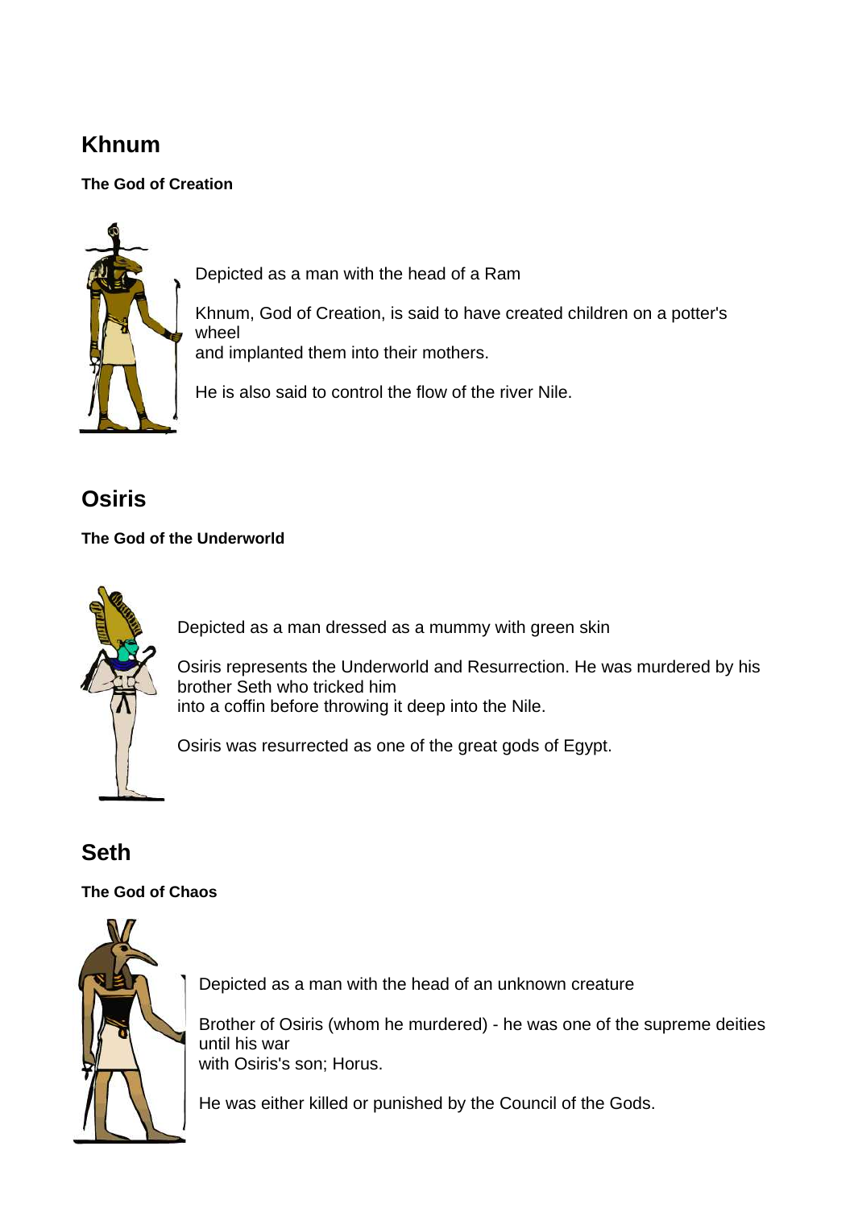## Khnum

**The God of Creation**

Depicted as a man with the head of a Ram

Khnum, God of Creation, is said to have created children on a potter's wheel
and implanted them into their mothers.

He is also said to control the flow of the river Nile.

## Osiris

**The God of the Underworld**

Depicted as a man dressed as a mummy with green skin

Osiris represents the Underworld and Resurrection. He was murdered by his brother Seth who tricked him
into a coffin before throwing it deep into the Nile.

Osiris was resurrected as one of the great gods of Egypt.

## Seth

**The God of Chaos**

Depicted as a man with the head of an unknown creature

Brother of Osiris (whom he murdered) - he was one of the supreme deities until his war
with Osiris's son; Horus.

He was either killed or punished by the Council of the Gods.